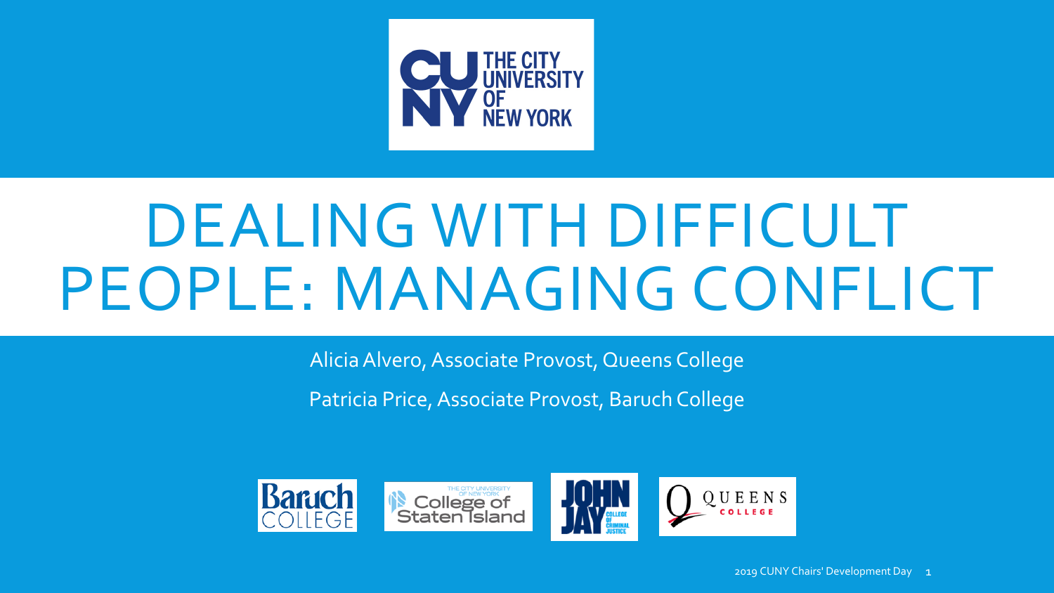# DEALING WITH DIFFICULT PEOPLE: MANAGING CONFLICT

Alicia Alvero, Associate Provost, Queens College

Patricia Price, Associate Provost, Baruch College

2019 CUNY Chairs' Development Day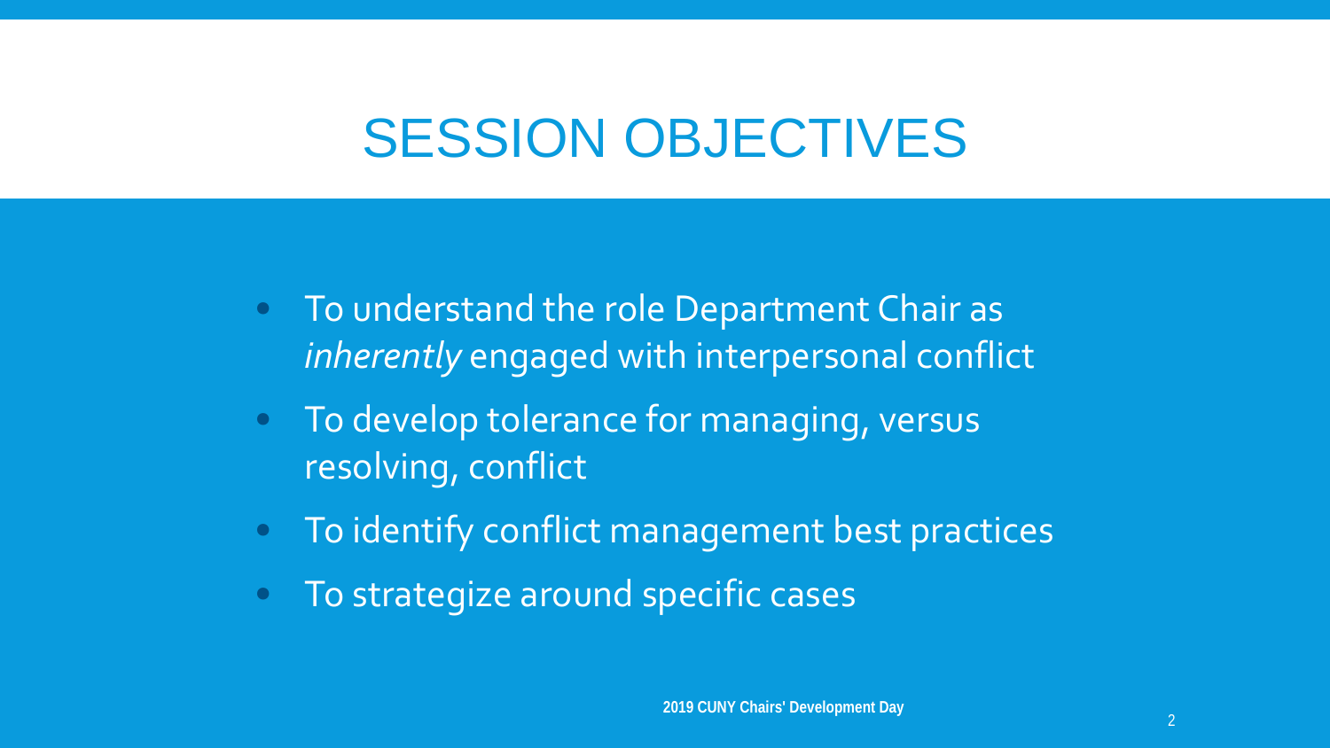# SESSION OBJECTIVES

- To understand the role Department Chair as *inherently* engaged with interpersonal conflict
- To develop tolerance for managing, versus resolving, conflict
- To identify conflict management best practices
- To strategize around specific cases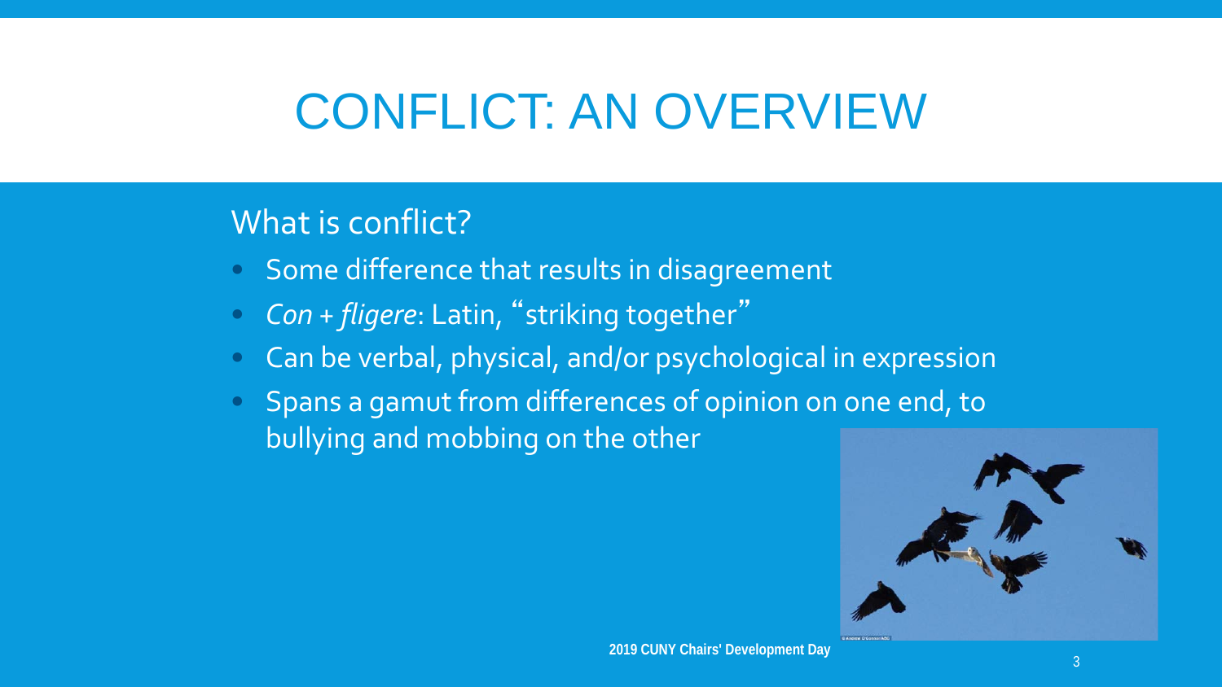# CONFLICT: AN OVERVIEW

What is conflict?

- Some difference that results in disagreement
- *Con* + *fligere*: Latin, "striking together"
- Can be verbal, physical, and/or psychological in expression
- Spans a gamut from differences of opinion on one end, to bullying and mobbing on the other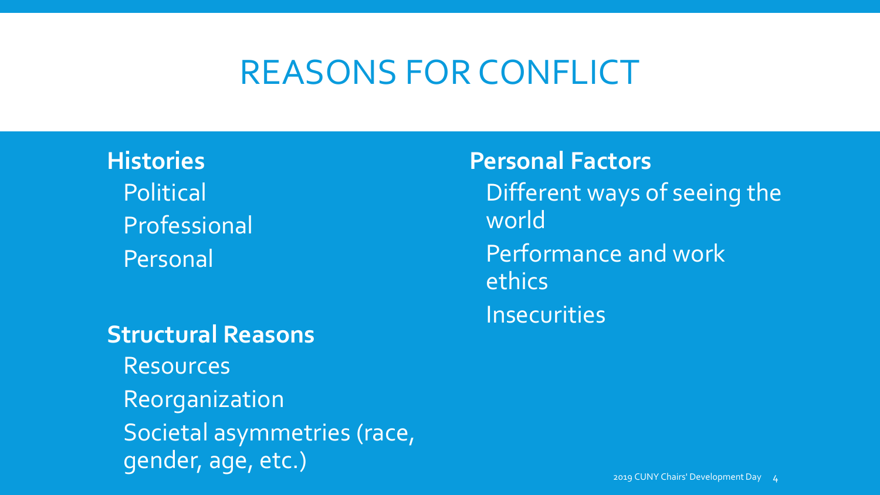# REASONS FOR CONFLICT

**Histories**

- Political
- Professional
- Personal

**Structural Reasons**

- Resources
- Reorganization
- Societal asymmetries (race, gender, age, etc.)

**Personal Factors**

- Different ways of seeing the world
- Performance and work ethics
- Insecurities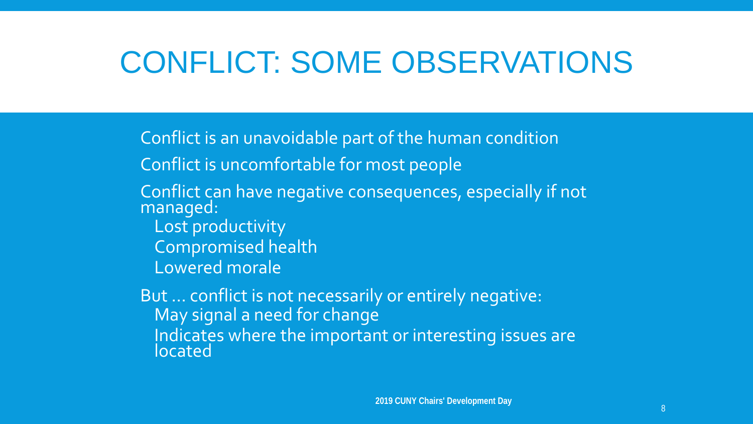# CONFLICT: SOME OBSERVATIONS

- Conflict is an unavoidable part of the human condition
- Conflict is uncomfortable for most people
- Conflict can have negative consequences, especially if not managed:
  - Lost productivity
  - Compromised health
  - Lowered morale
- But … conflict is not necessarily or entirely negative:
  - May signal a need for change
  - Indicates where the important or interesting issues are located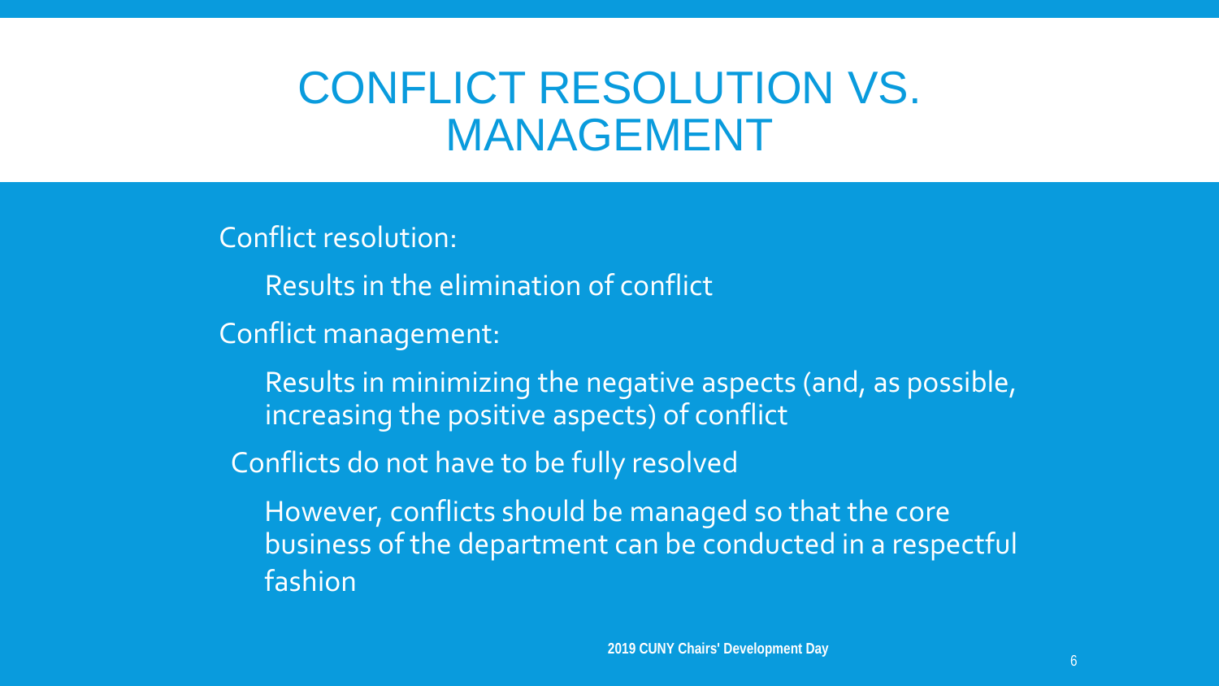# CONFLICT RESOLUTION VS. MANAGEMENT

Conflict resolution:

- Results in the elimination of conflict

Conflict management:

- Results in minimizing the negative aspects (and, as possible, increasing the positive aspects) of conflict

Conflicts do not have to be fully resolved

- However, conflicts should be managed so that the core business of the department can be conducted in a respectful fashion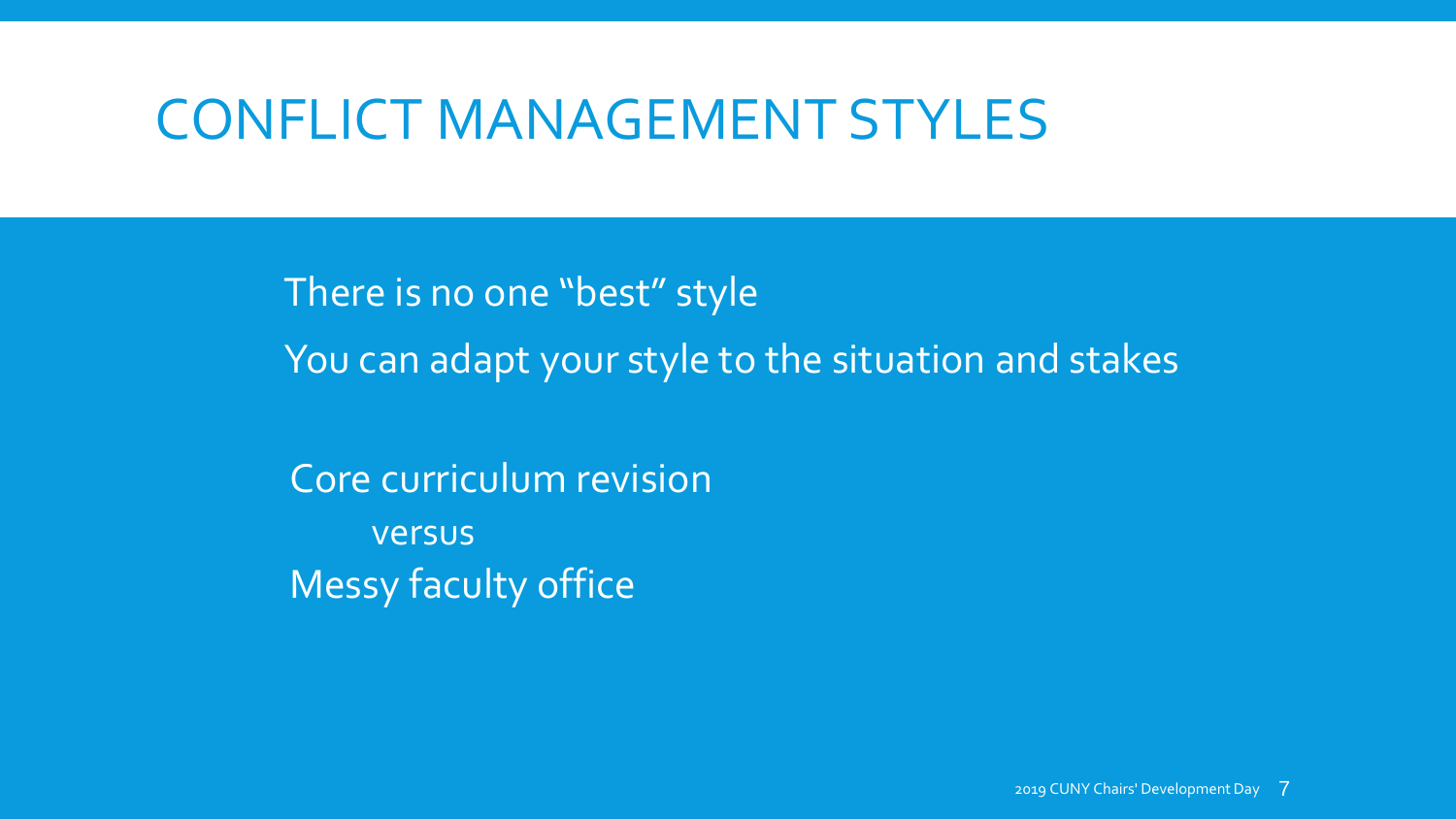# CONFLICT MANAGEMENT STYLES

There is no one "best" style

You can adapt your style to the situation and stakes

Core curriculum revision

versus

Messy faculty office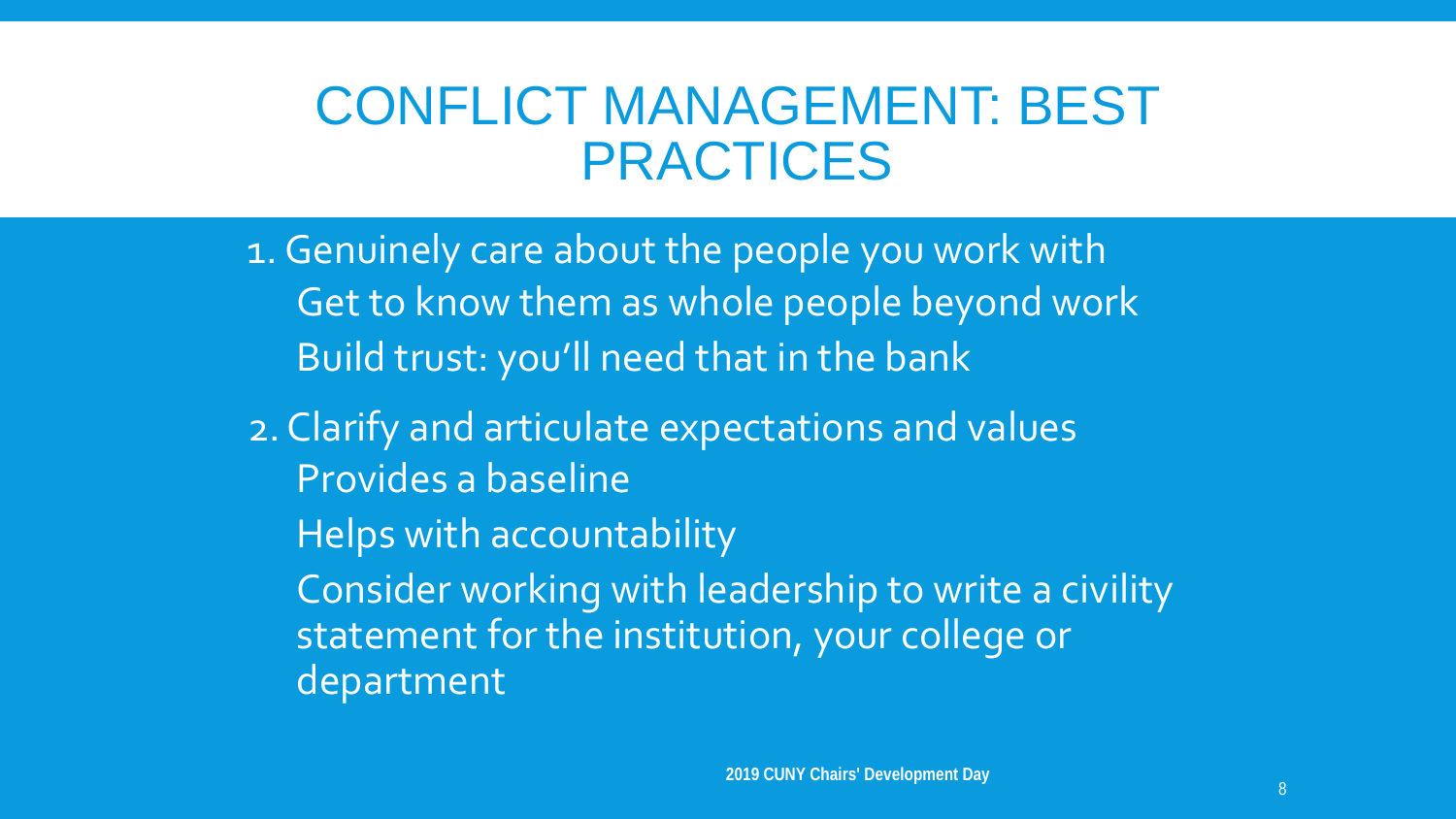# CONFLICT MANAGEMENT: BEST PRACTICES

1. Genuinely care about the people you work with
   - Get to know them as whole people beyond work
   - Build trust: you'll need that in the bank
2. Clarify and articulate expectations and values
   - Provides a baseline
   - Helps with accountability
   - Consider working with leadership to write a civility statement for the institution, your college or department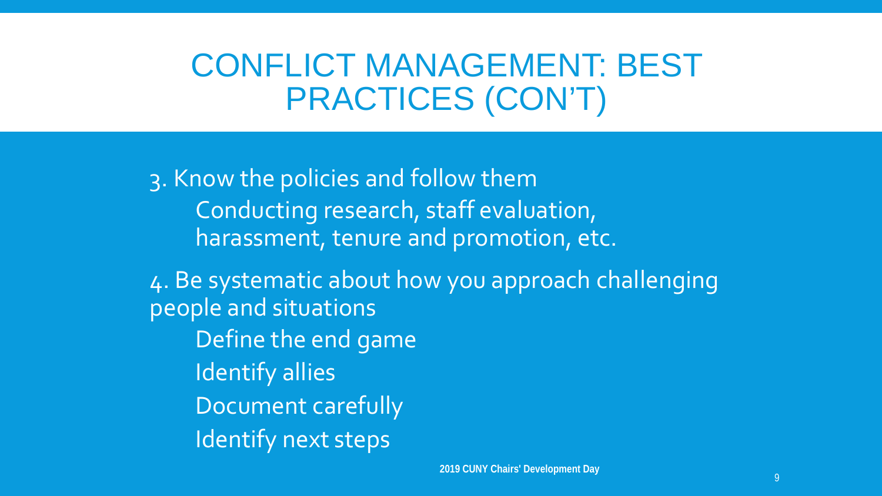# CONFLICT MANAGEMENT: BEST PRACTICES (CON'T)

3. Know the policies and follow them
   - Conducting research, staff evaluation, harassment, tenure and promotion, etc.

4. Be systematic about how you approach challenging people and situations
   - Define the end game
   - Identify allies
   - Document carefully
   - Identify next steps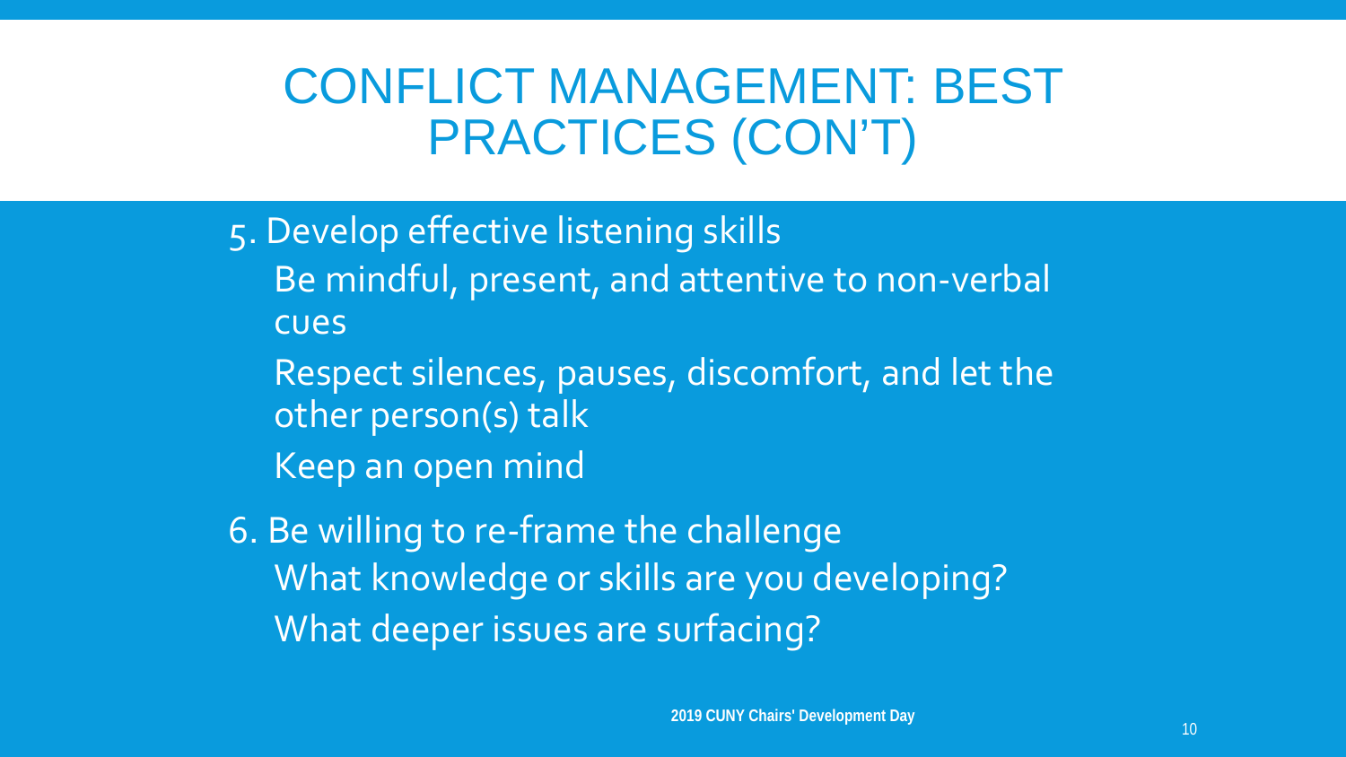# CONFLICT MANAGEMENT: BEST PRACTICES (CON'T)

5. Develop effective listening skills
   - Be mindful, present, and attentive to non-verbal cues
   - Respect silences, pauses, discomfort, and let the other person(s) talk
   - Keep an open mind
6. Be willing to re-frame the challenge
   - What knowledge or skills are you developing?
   - What deeper issues are surfacing?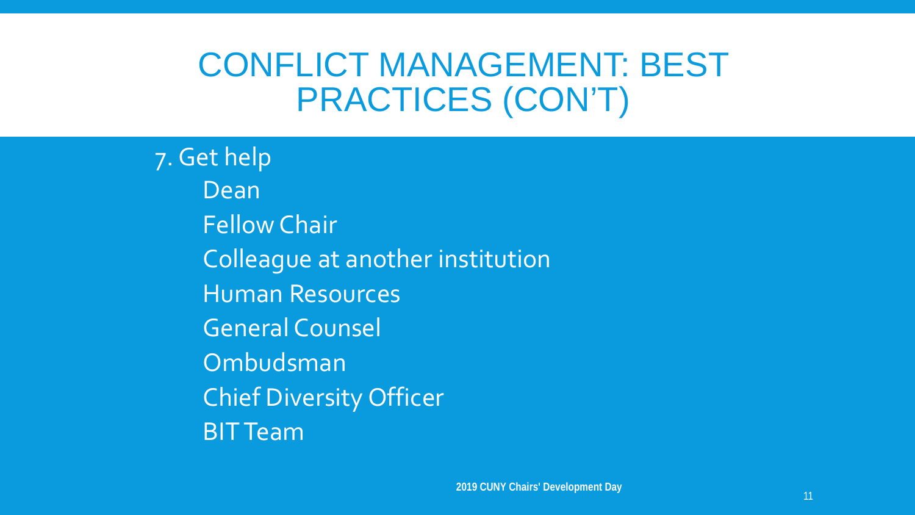# CONFLICT MANAGEMENT: BEST PRACTICES (CON'T)

7. Get help
   - Dean
   - Fellow Chair
   - Colleague at another institution
   - Human Resources
   - General Counsel
   - Ombudsman
   - Chief Diversity Officer
   - BIT Team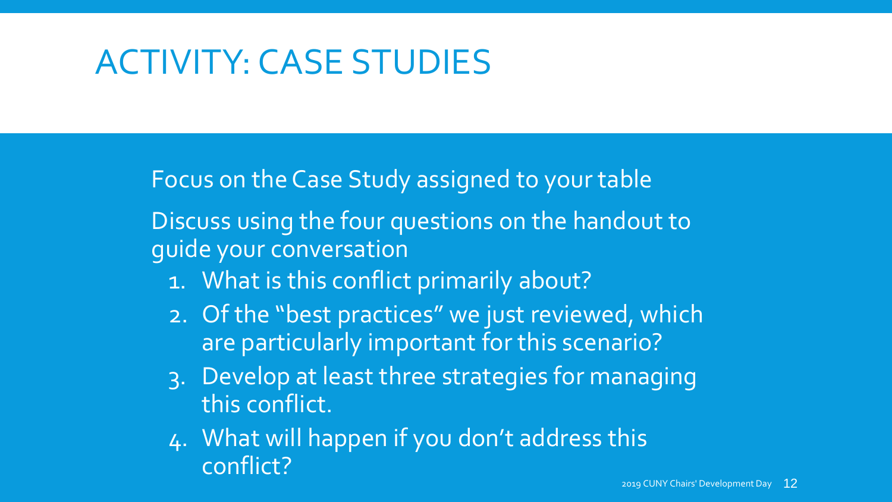# ACTIVITY: CASE STUDIES

Focus on the Case Study assigned to your table

Discuss using the four questions on the handout to guide your conversation

1. What is this conflict primarily about?
2. Of the "best practices" we just reviewed, which are particularly important for this scenario?
3. Develop at least three strategies for managing this conflict.
4. What will happen if you don't address this conflict?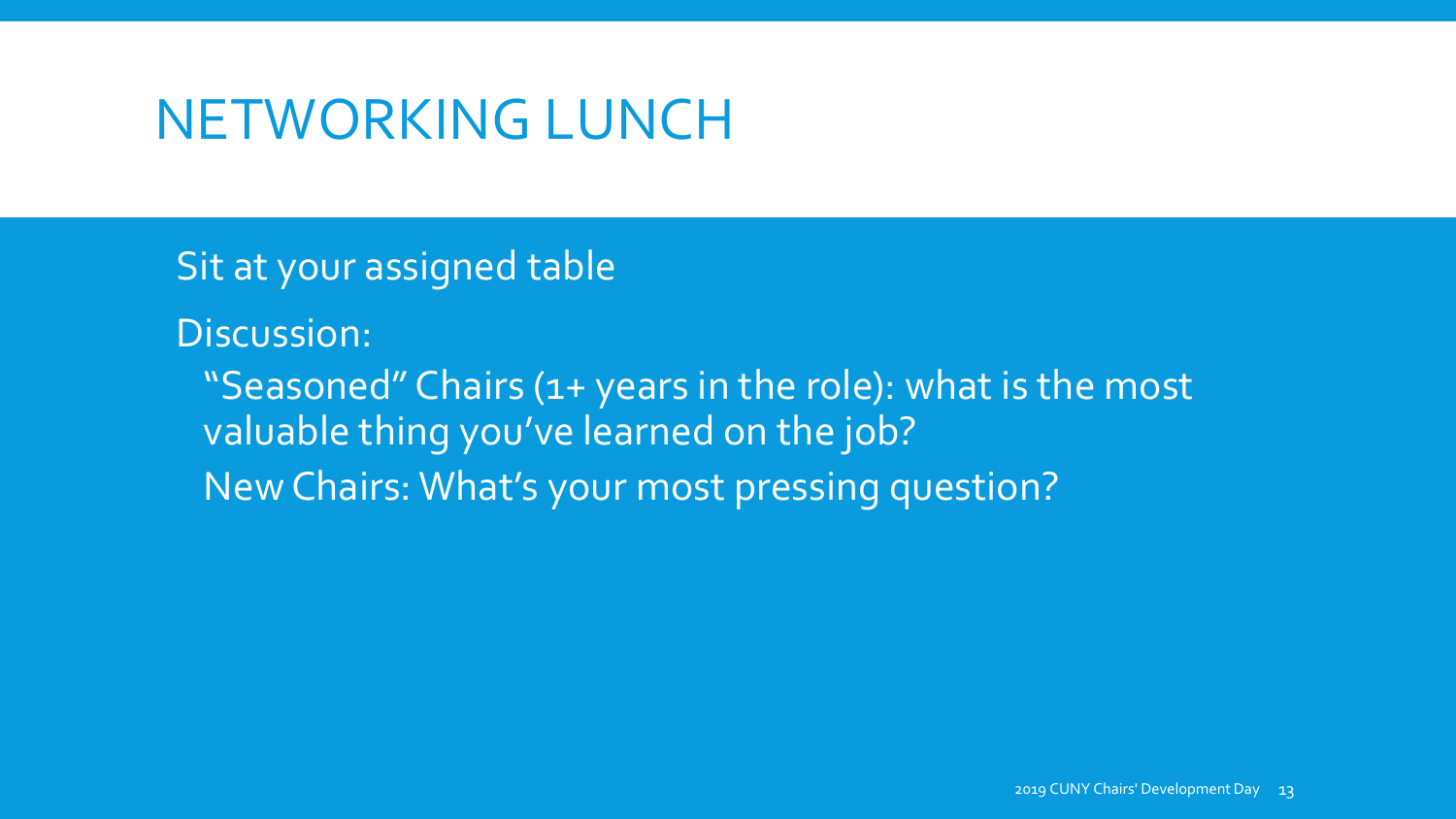# NETWORKING LUNCH

Sit at your assigned table

Discussion:

- "Seasoned" Chairs (1+ years in the role): what is the most valuable thing you've learned on the job?
- New Chairs: What's your most pressing question?